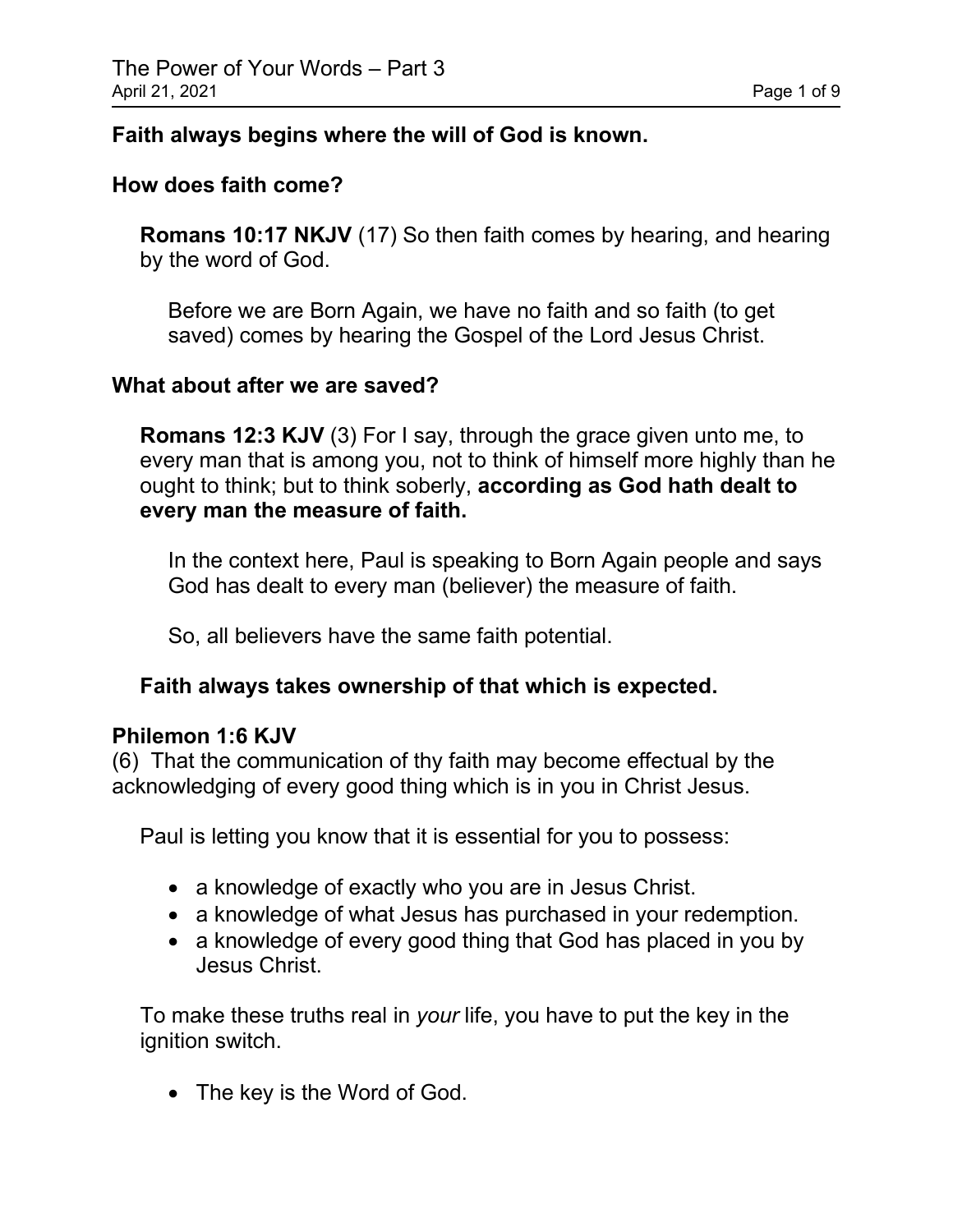**Faith always begins where the will of God is known.**

**How does faith come?**

**Romans 10:17 NKJV** (17) So then faith comes by hearing, and hearing by the word of God.

Before we are Born Again, we have no faith and so faith (to get saved) comes by hearing the Gospel of the Lord Jesus Christ.

**What about after we are saved?**

**Romans 12:3 KJV** (3) For I say, through the grace given unto me, to every man that is among you, not to think of himself more highly than he ought to think; but to think soberly, **according as God hath dealt to every man the measure of faith.**

In the context here, Paul is speaking to Born Again people and says God has dealt to every man (believer) the measure of faith.

So, all believers have the same faith potential.

**Faith always takes ownership of that which is expected.**

**Philemon 1:6 KJV**
(6) That the communication of thy faith may become effectual by the acknowledging of every good thing which is in you in Christ Jesus.

Paul is letting you know that it is essential for you to possess:

- a knowledge of exactly who you are in Jesus Christ.
- a knowledge of what Jesus has purchased in your redemption.
- a knowledge of every good thing that God has placed in you by Jesus Christ.

To make these truths real in *your* life, you have to put the key in the ignition switch.

- The key is the Word of God.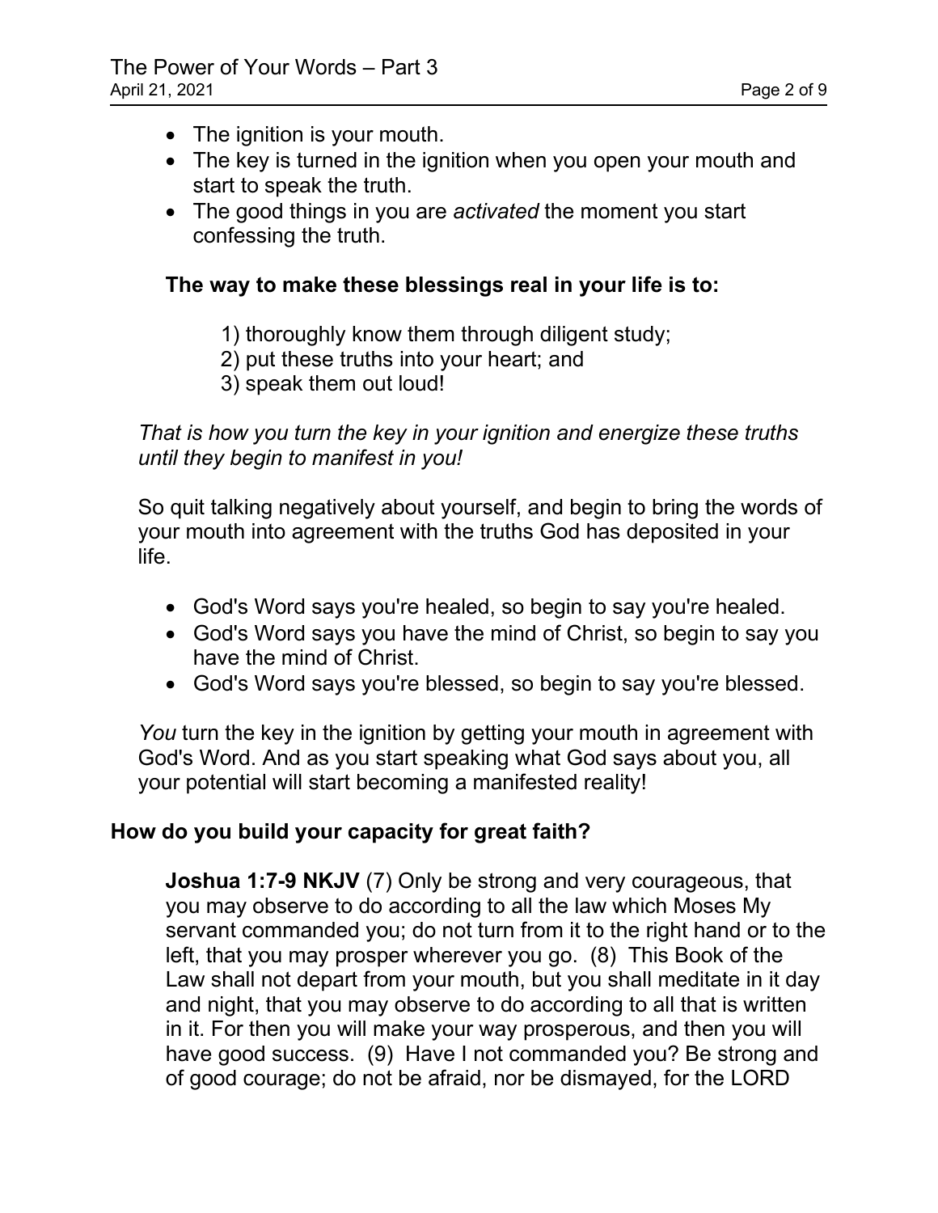- The ignition is your mouth.
- The key is turned in the ignition when you open your mouth and start to speak the truth.
- The good things in you are *activated* the moment you start confessing the truth.

**The way to make these blessings real in your life is to:**

1) thoroughly know them through diligent study;
2) put these truths into your heart; and
3) speak them out loud!

*That is how you turn the key in your ignition and energize these truths until they begin to manifest in you!*

So quit talking negatively about yourself, and begin to bring the words of your mouth into agreement with the truths God has deposited in your life.

- God's Word says you're healed, so begin to say you're healed.
- God's Word says you have the mind of Christ, so begin to say you have the mind of Christ.
- God's Word says you're blessed, so begin to say you're blessed.

*You* turn the key in the ignition by getting your mouth in agreement with God's Word. And as you start speaking what God says about you, all your potential will start becoming a manifested reality!

**How do you build your capacity for great faith?**

> **Joshua 1:7-9 NKJV** (7) Only be strong and very courageous, that you may observe to do according to all the law which Moses My servant commanded you; do not turn from it to the right hand or to the left, that you may prosper wherever you go. (8) This Book of the Law shall not depart from your mouth, but you shall meditate in it day and night, that you may observe to do according to all that is written in it. For then you will make your way prosperous, and then you will have good success. (9) Have I not commanded you? Be strong and of good courage; do not be afraid, nor be dismayed, for the LORD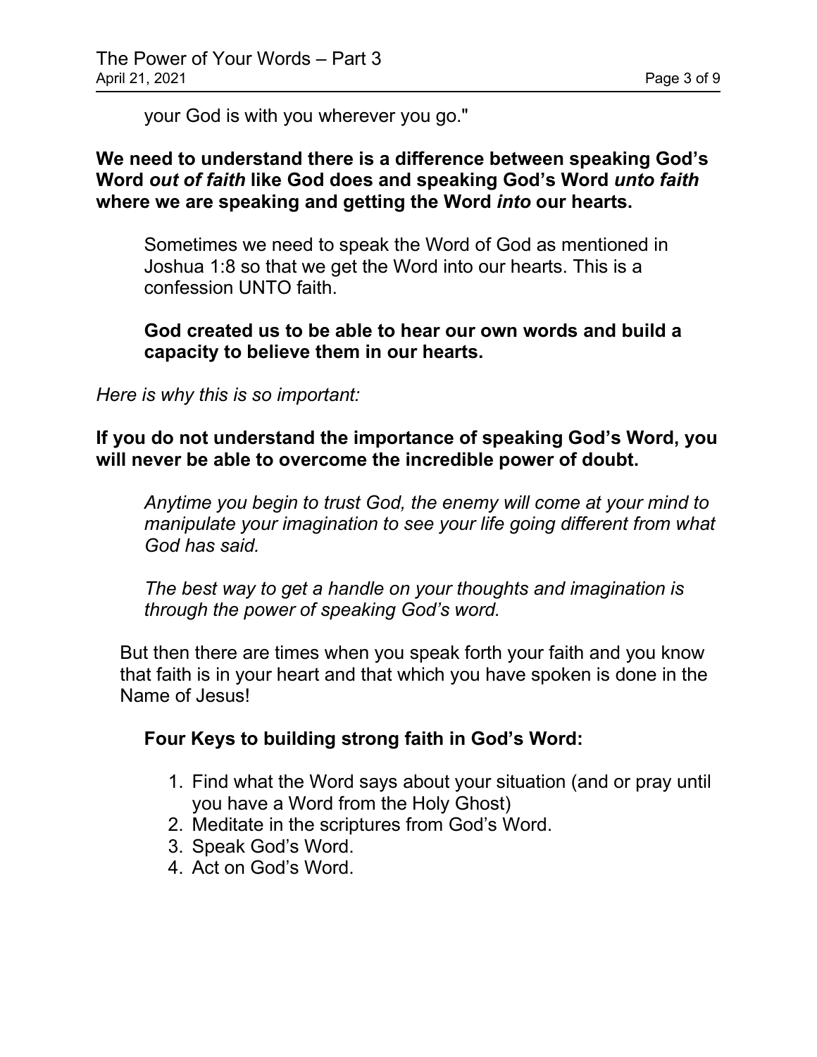your God is with you wherever you go."

**We need to understand there is a difference between speaking God's Word *out of faith* like God does and speaking God's Word *unto faith* where we are speaking and getting the Word *into* our hearts.**

Sometimes we need to speak the Word of God as mentioned in Joshua 1:8 so that we get the Word into our hearts. This is a confession UNTO faith.

**God created us to be able to hear our own words and build a capacity to believe them in our hearts.**

*Here is why this is so important:*

**If you do not understand the importance of speaking God's Word, you will never be able to overcome the incredible power of doubt.**

*Anytime you begin to trust God, the enemy will come at your mind to manipulate your imagination to see your life going different from what God has said.*

*The best way to get a handle on your thoughts and imagination is through the power of speaking God's word.*

But then there are times when you speak forth your faith and you know that faith is in your heart and that which you have spoken is done in the Name of Jesus!

**Four Keys to building strong faith in God's Word:**

1. Find what the Word says about your situation (and or pray until you have a Word from the Holy Ghost)
2. Meditate in the scriptures from God's Word.
3. Speak God's Word.
4. Act on God's Word.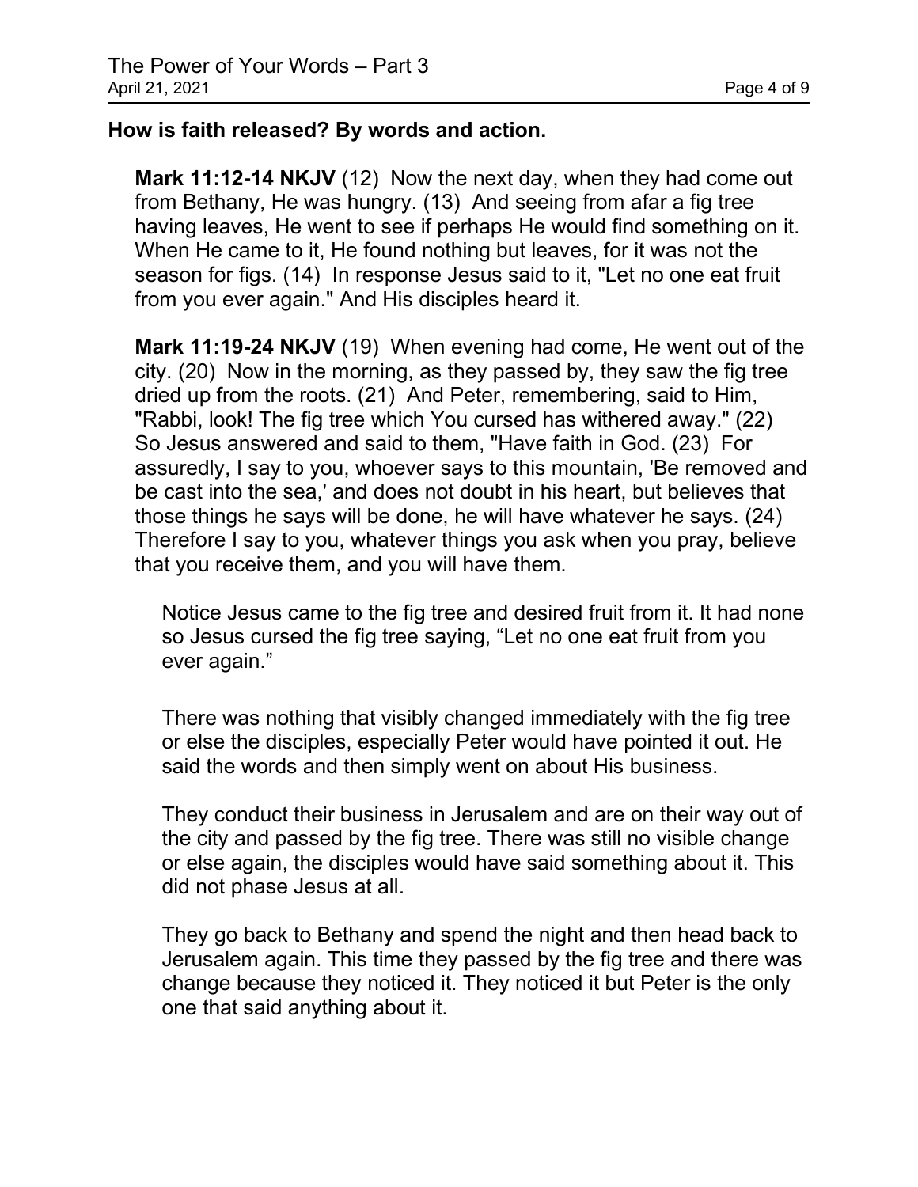**How is faith released? By words and action.**

**Mark 11:12-14 NKJV** (12) Now the next day, when they had come out from Bethany, He was hungry. (13) And seeing from afar a fig tree having leaves, He went to see if perhaps He would find something on it. When He came to it, He found nothing but leaves, for it was not the season for figs. (14) In response Jesus said to it, "Let no one eat fruit from you ever again." And His disciples heard it.

**Mark 11:19-24 NKJV** (19) When evening had come, He went out of the city. (20) Now in the morning, as they passed by, they saw the fig tree dried up from the roots. (21) And Peter, remembering, said to Him, "Rabbi, look! The fig tree which You cursed has withered away." (22) So Jesus answered and said to them, "Have faith in God. (23) For assuredly, I say to you, whoever says to this mountain, 'Be removed and be cast into the sea,' and does not doubt in his heart, but believes that those things he says will be done, he will have whatever he says. (24) Therefore I say to you, whatever things you ask when you pray, believe that you receive them, and you will have them.

Notice Jesus came to the fig tree and desired fruit from it. It had none so Jesus cursed the fig tree saying, “Let no one eat fruit from you ever again.”

There was nothing that visibly changed immediately with the fig tree or else the disciples, especially Peter would have pointed it out. He said the words and then simply went on about His business.

They conduct their business in Jerusalem and are on their way out of the city and passed by the fig tree. There was still no visible change or else again, the disciples would have said something about it. This did not phase Jesus at all.

They go back to Bethany and spend the night and then head back to Jerusalem again. This time they passed by the fig tree and there was change because they noticed it. They noticed it but Peter is the only one that said anything about it.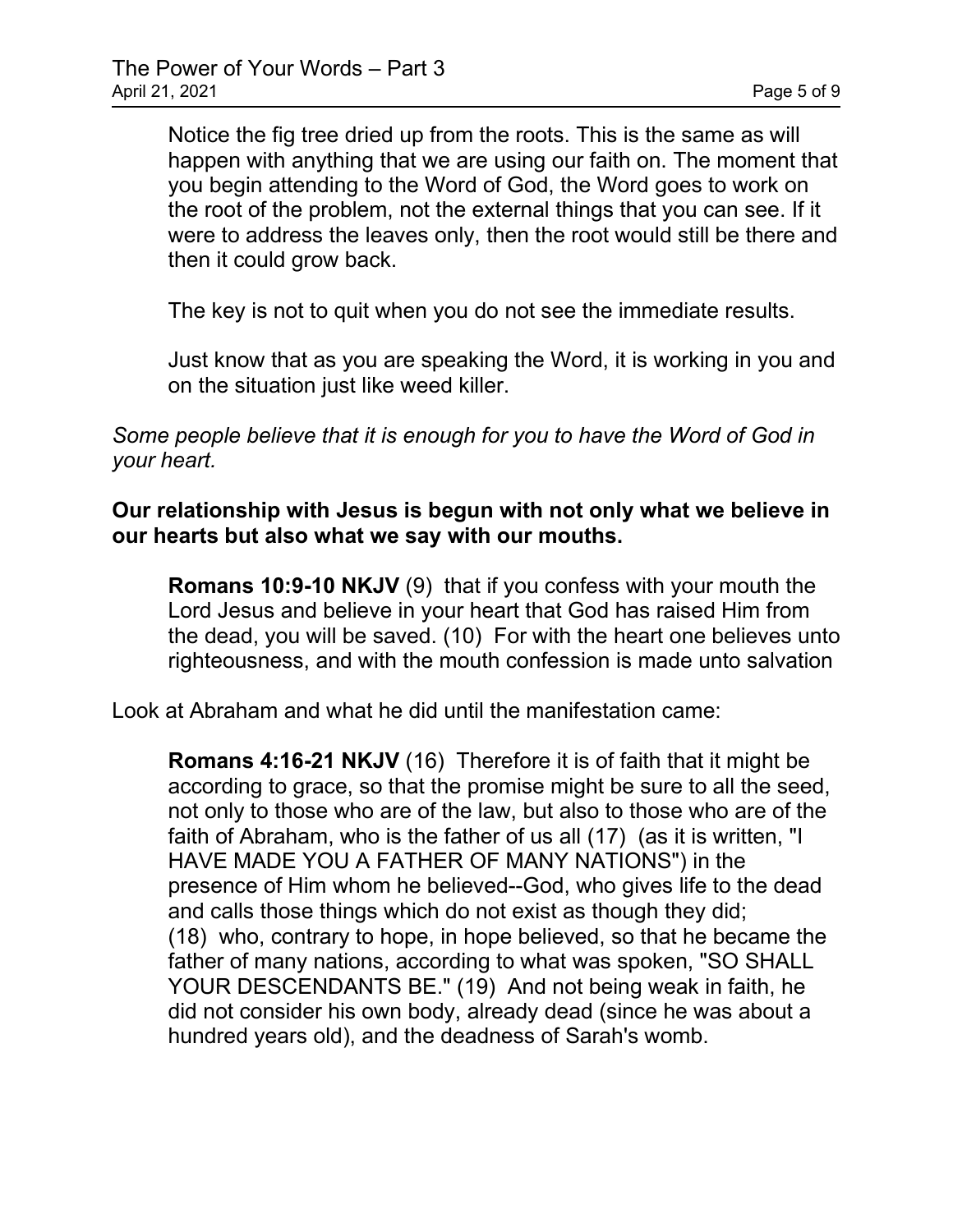Notice the fig tree dried up from the roots. This is the same as will happen with anything that we are using our faith on. The moment that you begin attending to the Word of God, the Word goes to work on the root of the problem, not the external things that you can see. If it were to address the leaves only, then the root would still be there and then it could grow back.

The key is not to quit when you do not see the immediate results.

Just know that as you are speaking the Word, it is working in you and on the situation just like weed killer.

*Some people believe that it is enough for you to have the Word of God in your heart.*

**Our relationship with Jesus is begun with not only what we believe in our hearts but also what we say with our mouths.**

**Romans 10:9-10 NKJV** (9) that if you confess with your mouth the Lord Jesus and believe in your heart that God has raised Him from the dead, you will be saved. (10) For with the heart one believes unto righteousness, and with the mouth confession is made unto salvation

Look at Abraham and what he did until the manifestation came:

**Romans 4:16-21 NKJV** (16) Therefore it is of faith that it might be according to grace, so that the promise might be sure to all the seed, not only to those who are of the law, but also to those who are of the faith of Abraham, who is the father of us all (17) (as it is written, "I HAVE MADE YOU A FATHER OF MANY NATIONS") in the presence of Him whom he believed--God, who gives life to the dead and calls those things which do not exist as though they did; (18) who, contrary to hope, in hope believed, so that he became the father of many nations, according to what was spoken, "SO SHALL YOUR DESCENDANTS BE." (19) And not being weak in faith, he did not consider his own body, already dead (since he was about a hundred years old), and the deadness of Sarah's womb.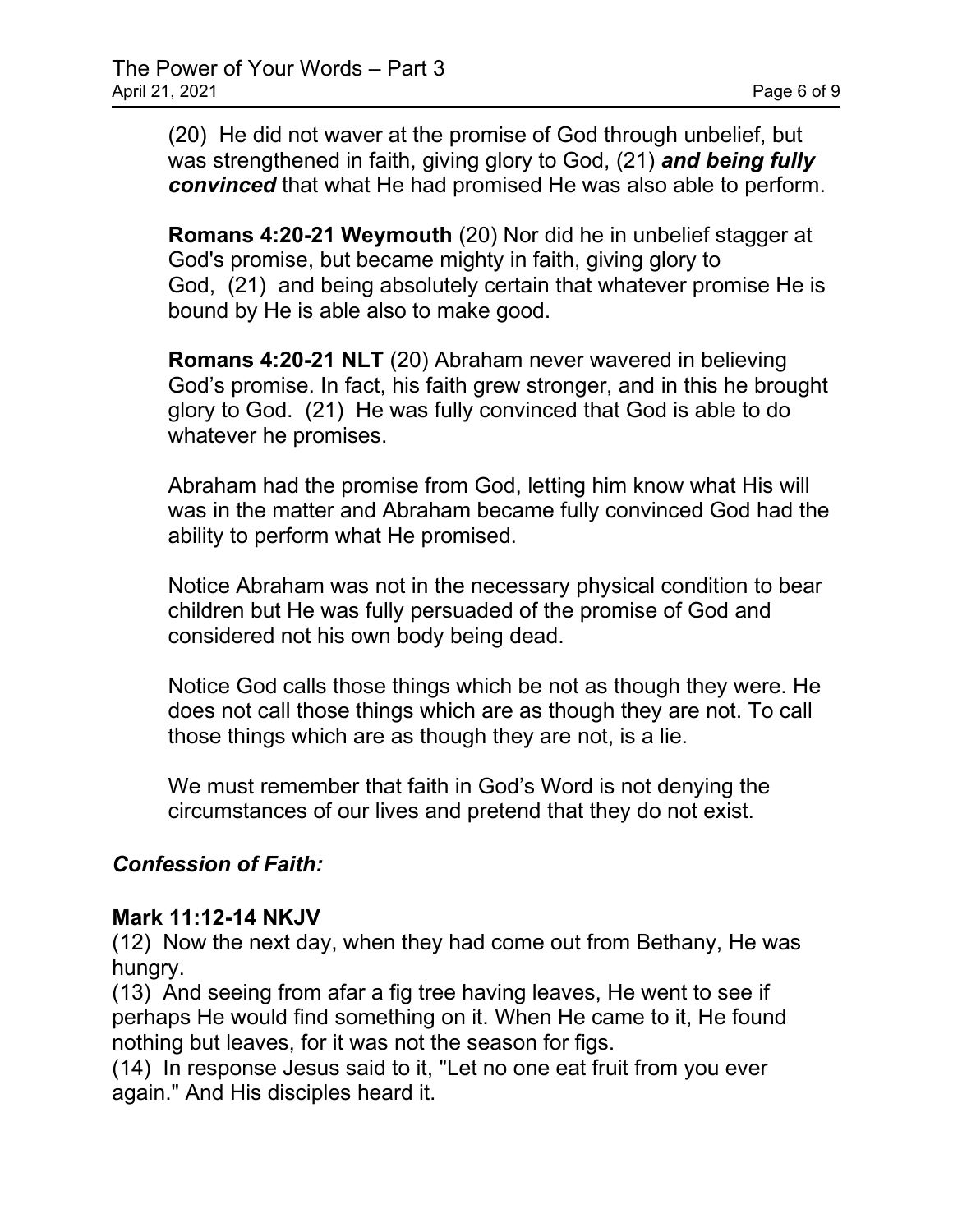(20) He did not waver at the promise of God through unbelief, but was strengthened in faith, giving glory to God, (21) ***and being fully convinced*** that what He had promised He was also able to perform.

**Romans 4:20-21 Weymouth** (20) Nor did he in unbelief stagger at God's promise, but became mighty in faith, giving glory to God, (21) and being absolutely certain that whatever promise He is bound by He is able also to make good.

**Romans 4:20-21 NLT** (20) Abraham never wavered in believing God's promise. In fact, his faith grew stronger, and in this he brought glory to God. (21) He was fully convinced that God is able to do whatever he promises.

Abraham had the promise from God, letting him know what His will was in the matter and Abraham became fully convinced God had the ability to perform what He promised.

Notice Abraham was not in the necessary physical condition to bear children but He was fully persuaded of the promise of God and considered not his own body being dead.

Notice God calls those things which be not as though they were. He does not call those things which are as though they are not. To call those things which are as though they are not, is a lie.

We must remember that faith in God's Word is not denying the circumstances of our lives and pretend that they do not exist.

***Confession of Faith:***

**Mark 11:12-14 NKJV**

(12) Now the next day, when they had come out from Bethany, He was hungry.

(13) And seeing from afar a fig tree having leaves, He went to see if perhaps He would find something on it. When He came to it, He found nothing but leaves, for it was not the season for figs.

(14) In response Jesus said to it, "Let no one eat fruit from you ever again." And His disciples heard it.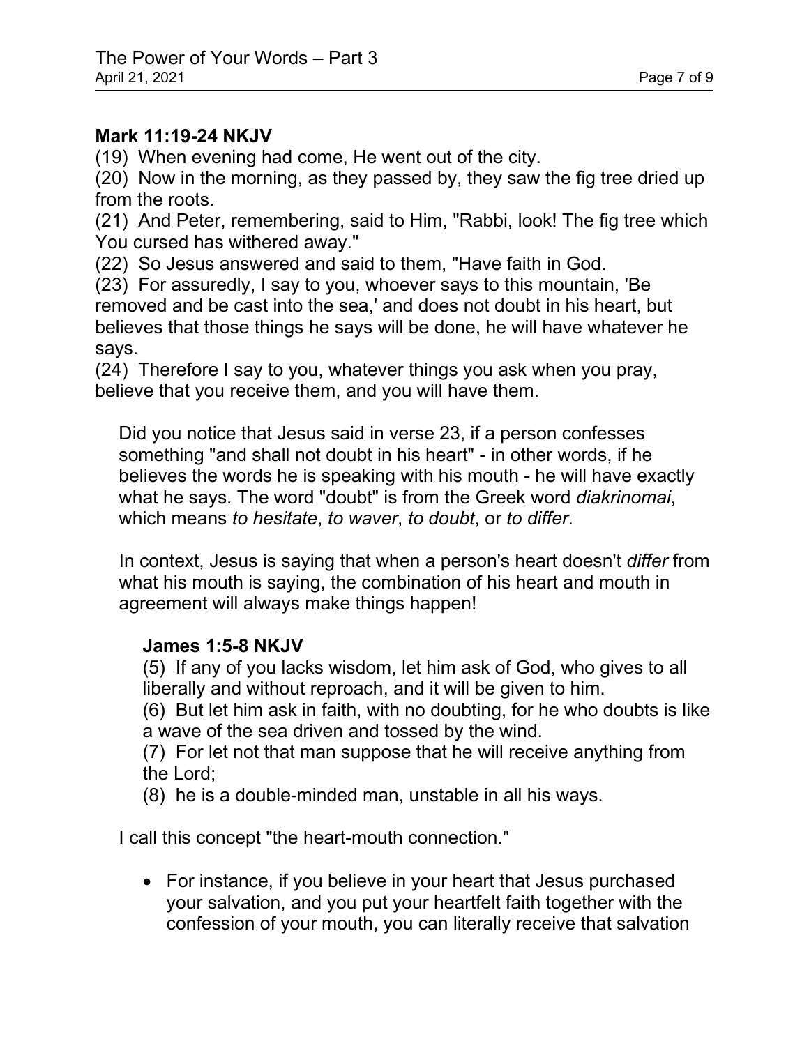**Mark 11:19-24 NKJV**

(19) When evening had come, He went out of the city.

(20) Now in the morning, as they passed by, they saw the fig tree dried up from the roots.

(21) And Peter, remembering, said to Him, "Rabbi, look! The fig tree which You cursed has withered away."

(22) So Jesus answered and said to them, "Have faith in God.

(23) For assuredly, I say to you, whoever says to this mountain, 'Be removed and be cast into the sea,' and does not doubt in his heart, but believes that those things he says will be done, he will have whatever he says.

(24) Therefore I say to you, whatever things you ask when you pray, believe that you receive them, and you will have them.

Did you notice that Jesus said in verse 23, if a person confesses something "and shall not doubt in his heart" - in other words, if he believes the words he is speaking with his mouth - he will have exactly what he says. The word "doubt" is from the Greek word *diakrinomai*, which means *to hesitate*, *to waver*, *to doubt*, or *to differ*.

In context, Jesus is saying that when a person's heart doesn't *differ* from what his mouth is saying, the combination of his heart and mouth in agreement will always make things happen!

**James 1:5-8 NKJV**

(5) If any of you lacks wisdom, let him ask of God, who gives to all liberally and without reproach, and it will be given to him.

(6) But let him ask in faith, with no doubting, for he who doubts is like a wave of the sea driven and tossed by the wind.

(7) For let not that man suppose that he will receive anything from the Lord;

(8) he is a double-minded man, unstable in all his ways.

I call this concept "the heart-mouth connection."

- For instance, if you believe in your heart that Jesus purchased your salvation, and you put your heartfelt faith together with the confession of your mouth, you can literally receive that salvation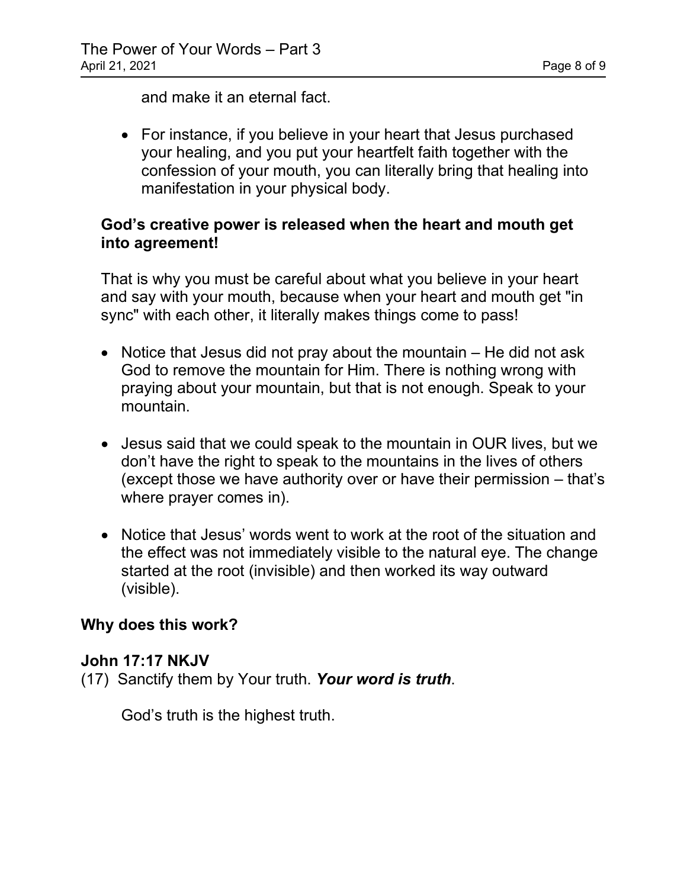and make it an eternal fact.

- For instance, if you believe in your heart that Jesus purchased your healing, and you put your heartfelt faith together with the confession of your mouth, you can literally bring that healing into manifestation in your physical body.

**God's creative power is released when the heart and mouth get into agreement!**

That is why you must be careful about what you believe in your heart and say with your mouth, because when your heart and mouth get "in sync" with each other, it literally makes things come to pass!

- Notice that Jesus did not pray about the mountain – He did not ask God to remove the mountain for Him. There is nothing wrong with praying about your mountain, but that is not enough. Speak to your mountain.

- Jesus said that we could speak to the mountain in OUR lives, but we don't have the right to speak to the mountains in the lives of others (except those we have authority over or have their permission – that's where prayer comes in).

- Notice that Jesus' words went to work at the root of the situation and the effect was not immediately visible to the natural eye. The change started at the root (invisible) and then worked its way outward (visible).

**Why does this work?**

**John 17:17 NKJV**
(17) Sanctify them by Your truth. ***Your word is truth***.

God's truth is the highest truth.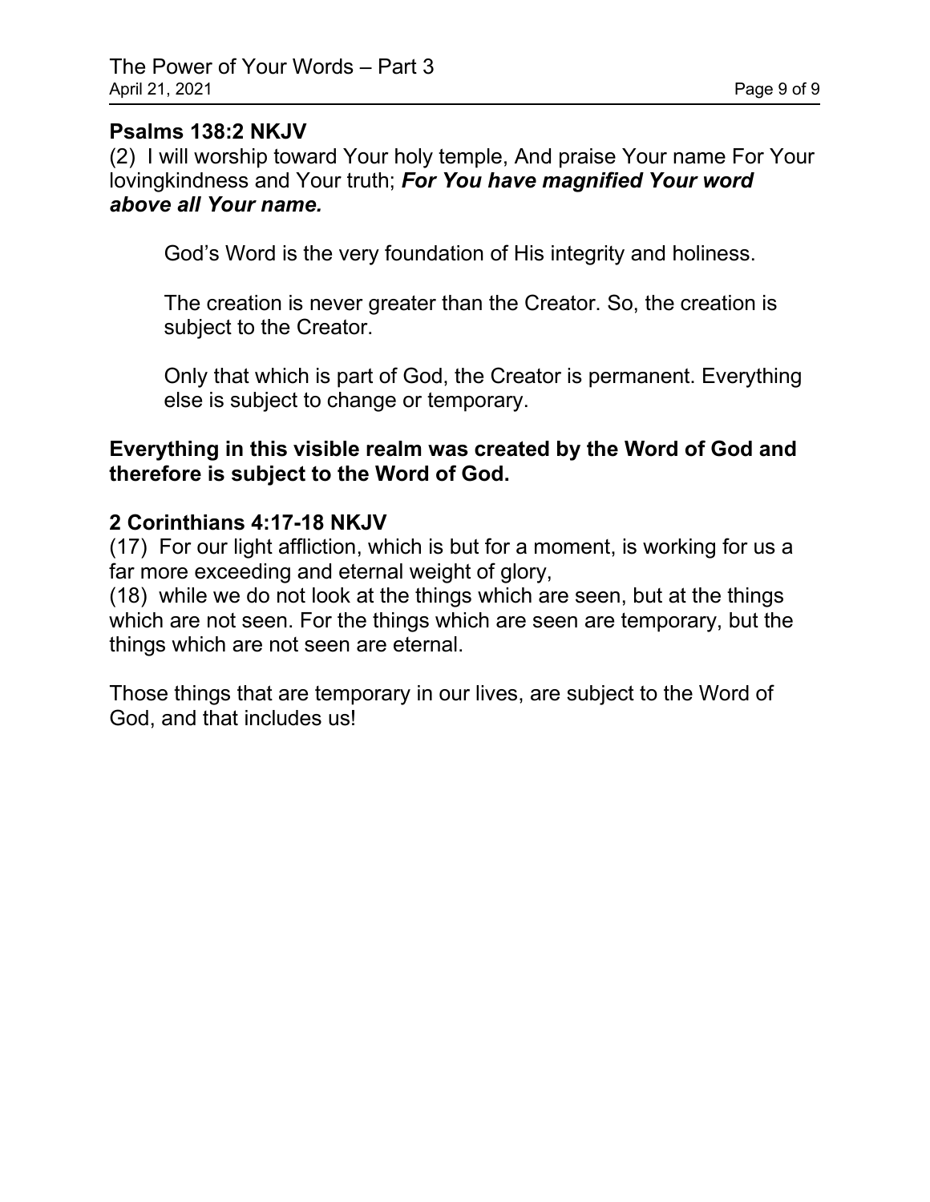**Psalms 138:2 NKJV**

(2) I will worship toward Your holy temple, And praise Your name For Your lovingkindness and Your truth; ***For You have magnified Your word above all Your name.***

> God's Word is the very foundation of His integrity and holiness.
>
> The creation is never greater than the Creator. So, the creation is subject to the Creator.
>
> Only that which is part of God, the Creator is permanent. Everything else is subject to change or temporary.

**Everything in this visible realm was created by the Word of God and therefore is subject to the Word of God.**

**2 Corinthians 4:17-18 NKJV**

(17) For our light affliction, which is but for a moment, is working for us a far more exceeding and eternal weight of glory,

(18) while we do not look at the things which are seen, but at the things which are not seen. For the things which are seen are temporary, but the things which are not seen are eternal.

Those things that are temporary in our lives, are subject to the Word of God, and that includes us!